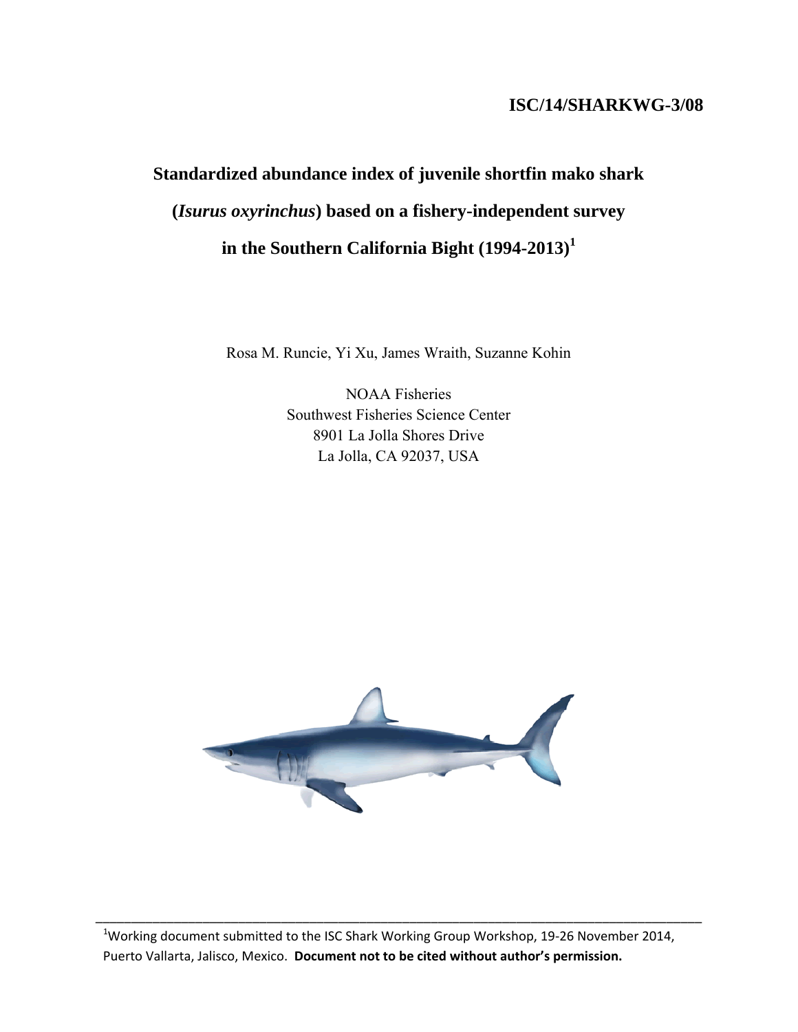**ISC/14/SHARKWG-3/08**

# Standardized abundance index of juvenile shortfin mako shark (*Isurus oxyrinchus*) based on a fishery-independent survey in the Southern California Bight (1994-2013)[1]

Rosa M. Runcie, Yi Xu, James Wraith, Suzanne Kohin

NOAA Fisheries
Southwest Fisheries Science Center
8901 La Jolla Shores Drive
La Jolla, CA 92037, USA

---

[1]Working document submitted to the ISC Shark Working Group Workshop, 19-26 November 2014, Puerto Vallarta, Jalisco, Mexico. **Document not to be cited without author's permission.**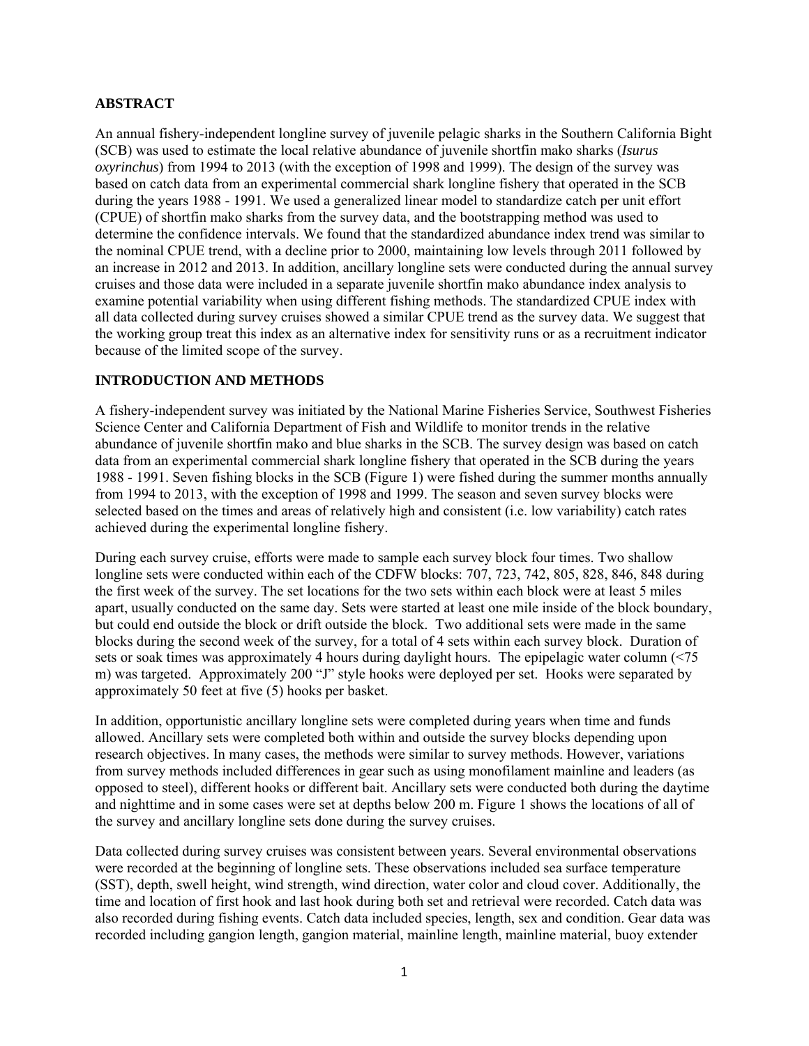## ABSTRACT

An annual fishery-independent longline survey of juvenile pelagic sharks in the Southern California Bight (SCB) was used to estimate the local relative abundance of juvenile shortfin mako sharks (*Isurus oxyrinchus*) from 1994 to 2013 (with the exception of 1998 and 1999). The design of the survey was based on catch data from an experimental commercial shark longline fishery that operated in the SCB during the years 1988 - 1991. We used a generalized linear model to standardize catch per unit effort (CPUE) of shortfin mako sharks from the survey data, and the bootstrapping method was used to determine the confidence intervals. We found that the standardized abundance index trend was similar to the nominal CPUE trend, with a decline prior to 2000, maintaining low levels through 2011 followed by an increase in 2012 and 2013. In addition, ancillary longline sets were conducted during the annual survey cruises and those data were included in a separate juvenile shortfin mako abundance index analysis to examine potential variability when using different fishing methods. The standardized CPUE index with all data collected during survey cruises showed a similar CPUE trend as the survey data. We suggest that the working group treat this index as an alternative index for sensitivity runs or as a recruitment indicator because of the limited scope of the survey.

## INTRODUCTION AND METHODS

A fishery-independent survey was initiated by the National Marine Fisheries Service, Southwest Fisheries Science Center and California Department of Fish and Wildlife to monitor trends in the relative abundance of juvenile shortfin mako and blue sharks in the SCB. The survey design was based on catch data from an experimental commercial shark longline fishery that operated in the SCB during the years 1988 - 1991. Seven fishing blocks in the SCB (Figure 1) were fished during the summer months annually from 1994 to 2013, with the exception of 1998 and 1999. The season and seven survey blocks were selected based on the times and areas of relatively high and consistent (i.e. low variability) catch rates achieved during the experimental longline fishery.

During each survey cruise, efforts were made to sample each survey block four times. Two shallow longline sets were conducted within each of the CDFW blocks: 707, 723, 742, 805, 828, 846, 848 during the first week of the survey. The set locations for the two sets within each block were at least 5 miles apart, usually conducted on the same day. Sets were started at least one mile inside of the block boundary, but could end outside the block or drift outside the block. Two additional sets were made in the same blocks during the second week of the survey, for a total of 4 sets within each survey block. Duration of sets or soak times was approximately 4 hours during daylight hours. The epipelagic water column (<75 m) was targeted. Approximately 200 "J" style hooks were deployed per set. Hooks were separated by approximately 50 feet at five (5) hooks per basket.

In addition, opportunistic ancillary longline sets were completed during years when time and funds allowed. Ancillary sets were completed both within and outside the survey blocks depending upon research objectives. In many cases, the methods were similar to survey methods. However, variations from survey methods included differences in gear such as using monofilament mainline and leaders (as opposed to steel), different hooks or different bait. Ancillary sets were conducted both during the daytime and nighttime and in some cases were set at depths below 200 m. Figure 1 shows the locations of all of the survey and ancillary longline sets done during the survey cruises.

Data collected during survey cruises was consistent between years. Several environmental observations were recorded at the beginning of longline sets. These observations included sea surface temperature (SST), depth, swell height, wind strength, wind direction, water color and cloud cover. Additionally, the time and location of first hook and last hook during both set and retrieval were recorded. Catch data was also recorded during fishing events. Catch data included species, length, sex and condition. Gear data was recorded including gangion length, gangion material, mainline length, mainline material, buoy extender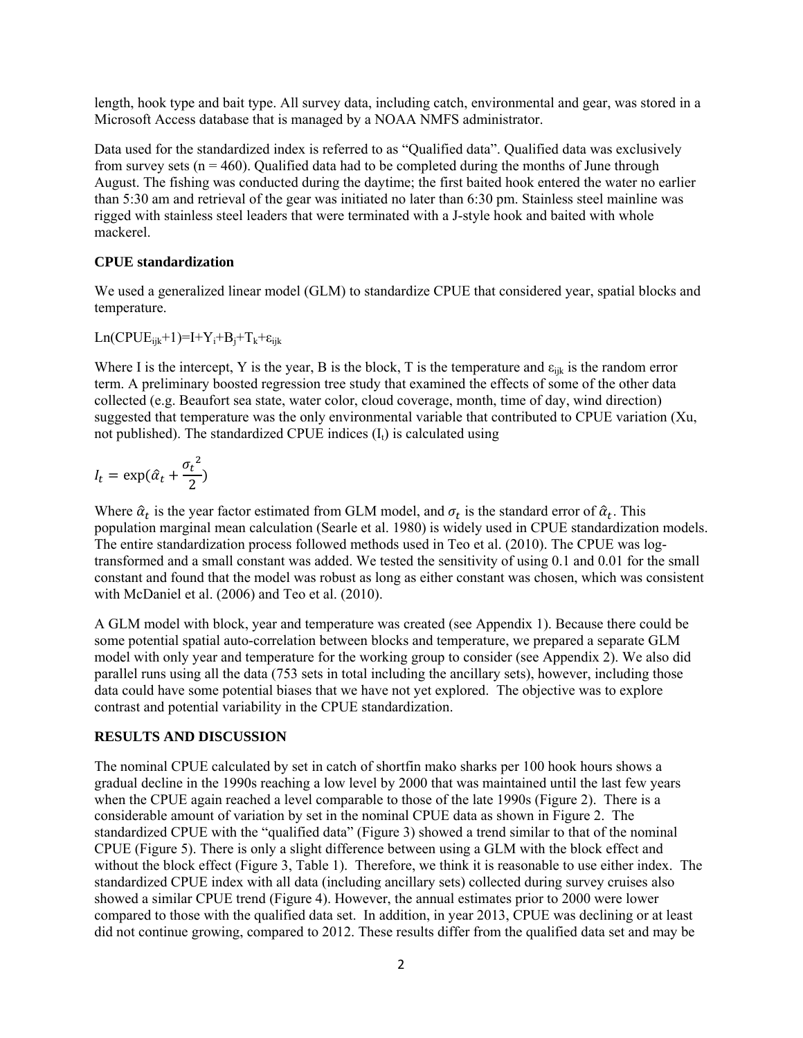length, hook type and bait type. All survey data, including catch, environmental and gear, was stored in a Microsoft Access database that is managed by a NOAA NMFS administrator.

Data used for the standardized index is referred to as "Qualified data". Qualified data was exclusively from survey sets (n = 460). Qualified data had to be completed during the months of June through August. The fishing was conducted during the daytime; the first baited hook entered the water no earlier than 5:30 am and retrieval of the gear was initiated no later than 6:30 pm. Stainless steel mainline was rigged with stainless steel leaders that were terminated with a J-style hook and baited with whole mackerel.

**CPUE standardization**

We used a generalized linear model (GLM) to standardize CPUE that considered year, spatial blocks and temperature.

$$\text{Ln}(CPUE_{ijk}+1)=I+Y_i+B_j+T_k+\varepsilon_{ijk}$$

Where I is the intercept, Y is the year, B is the block, T is the temperature and $\varepsilon_{ijk}$ is the random error term. A preliminary boosted regression tree study that examined the effects of some of the other data collected (e.g. Beaufort sea state, water color, cloud coverage, month, time of day, wind direction) suggested that temperature was the only environmental variable that contributed to CPUE variation (Xu, not published). The standardized CPUE indices ($I_t$) is calculated using

$$I_t = \exp(\hat{\alpha}_t + \frac{{\sigma_t}^2}{2})$$

Where $\hat{\alpha}_t$ is the year factor estimated from GLM model, and $\sigma_t$ is the standard error of $\hat{\alpha}_t$. This population marginal mean calculation (Searle et al. 1980) is widely used in CPUE standardization models. The entire standardization process followed methods used in Teo et al. (2010). The CPUE was log-transformed and a small constant was added. We tested the sensitivity of using 0.1 and 0.01 for the small constant and found that the model was robust as long as either constant was chosen, which was consistent with McDaniel et al. (2006) and Teo et al. (2010).

A GLM model with block, year and temperature was created (see Appendix 1). Because there could be some potential spatial auto-correlation between blocks and temperature, we prepared a separate GLM model with only year and temperature for the working group to consider (see Appendix 2). We also did parallel runs using all the data (753 sets in total including the ancillary sets), however, including those data could have some potential biases that we have not yet explored. The objective was to explore contrast and potential variability in the CPUE standardization.

**RESULTS AND DISCUSSION**

The nominal CPUE calculated by set in catch of shortfin mako sharks per 100 hook hours shows a gradual decline in the 1990s reaching a low level by 2000 that was maintained until the last few years when the CPUE again reached a level comparable to those of the late 1990s (Figure 2). There is a considerable amount of variation by set in the nominal CPUE data as shown in Figure 2. The standardized CPUE with the "qualified data" (Figure 3) showed a trend similar to that of the nominal CPUE (Figure 5). There is only a slight difference between using a GLM with the block effect and without the block effect (Figure 3, Table 1). Therefore, we think it is reasonable to use either index. The standardized CPUE index with all data (including ancillary sets) collected during survey cruises also showed a similar CPUE trend (Figure 4). However, the annual estimates prior to 2000 were lower compared to those with the qualified data set. In addition, in year 2013, CPUE was declining or at least did not continue growing, compared to 2012. These results differ from the qualified data set and may be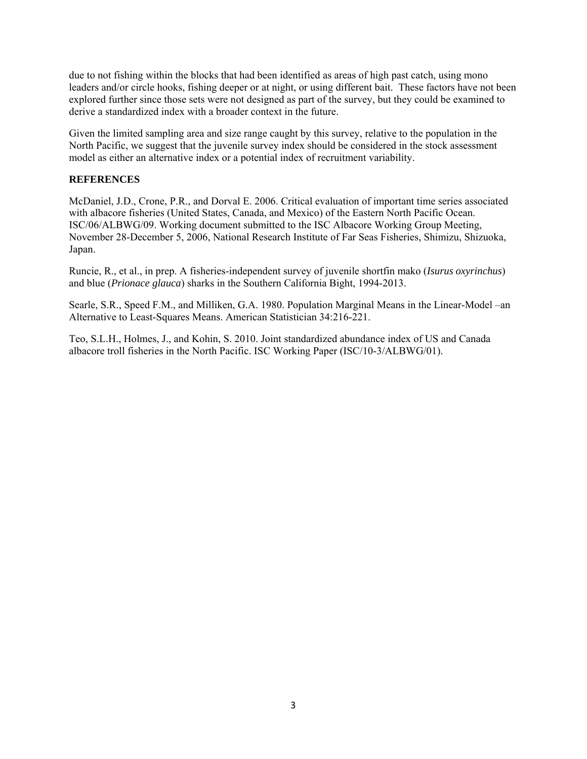due to not fishing within the blocks that had been identified as areas of high past catch, using mono leaders and/or circle hooks, fishing deeper or at night, or using different bait. These factors have not been explored further since those sets were not designed as part of the survey, but they could be examined to derive a standardized index with a broader context in the future.

Given the limited sampling area and size range caught by this survey, relative to the population in the North Pacific, we suggest that the juvenile survey index should be considered in the stock assessment model as either an alternative index or a potential index of recruitment variability.

## REFERENCES

McDaniel, J.D., Crone, P.R., and Dorval E. 2006. Critical evaluation of important time series associated with albacore fisheries (United States, Canada, and Mexico) of the Eastern North Pacific Ocean. ISC/06/ALBWG/09. Working document submitted to the ISC Albacore Working Group Meeting, November 28-December 5, 2006, National Research Institute of Far Seas Fisheries, Shimizu, Shizuoka, Japan.

Runcie, R., et al., in prep. A fisheries-independent survey of juvenile shortfin mako (*Isurus oxyrinchus*) and blue (*Prionace glauca*) sharks in the Southern California Bight, 1994-2013.

Searle, S.R., Speed F.M., and Milliken, G.A. 1980. Population Marginal Means in the Linear-Model –an Alternative to Least-Squares Means. American Statistician 34:216-221.

Teo, S.L.H., Holmes, J., and Kohin, S. 2010. Joint standardized abundance index of US and Canada albacore troll fisheries in the North Pacific. ISC Working Paper (ISC/10-3/ALBWG/01).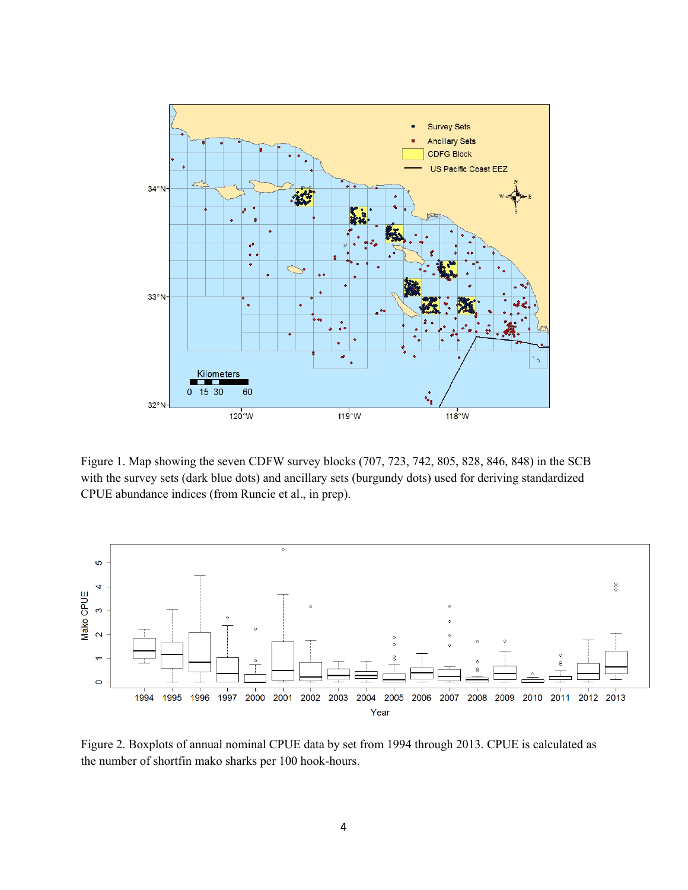Figure 1. Map showing the seven CDFW survey blocks (707, 723, 742, 805, 828, 846, 848) in the SCB with the survey sets (dark blue dots) and ancillary sets (burgundy dots) used for deriving standardized CPUE abundance indices (from Runcie et al., in prep).

Figure 2. Boxplots of annual nominal CPUE data by set from 1994 through 2013. CPUE is calculated as the number of shortfin mako sharks per 100 hook-hours.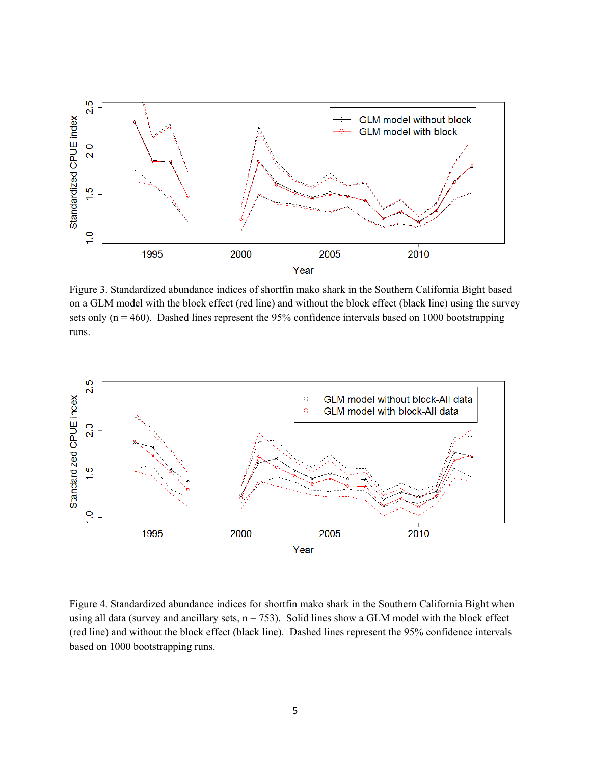Figure 3. Standardized abundance indices of shortfin mako shark in the Southern California Bight based on a GLM model with the block effect (red line) and without the block effect (black line) using the survey sets only (n = 460). Dashed lines represent the 95% confidence intervals based on 1000 bootstrapping runs.

Figure 4. Standardized abundance indices for shortfin mako shark in the Southern California Bight when using all data (survey and ancillary sets, n = 753). Solid lines show a GLM model with the block effect (red line) and without the block effect (black line). Dashed lines represent the 95% confidence intervals based on 1000 bootstrapping runs.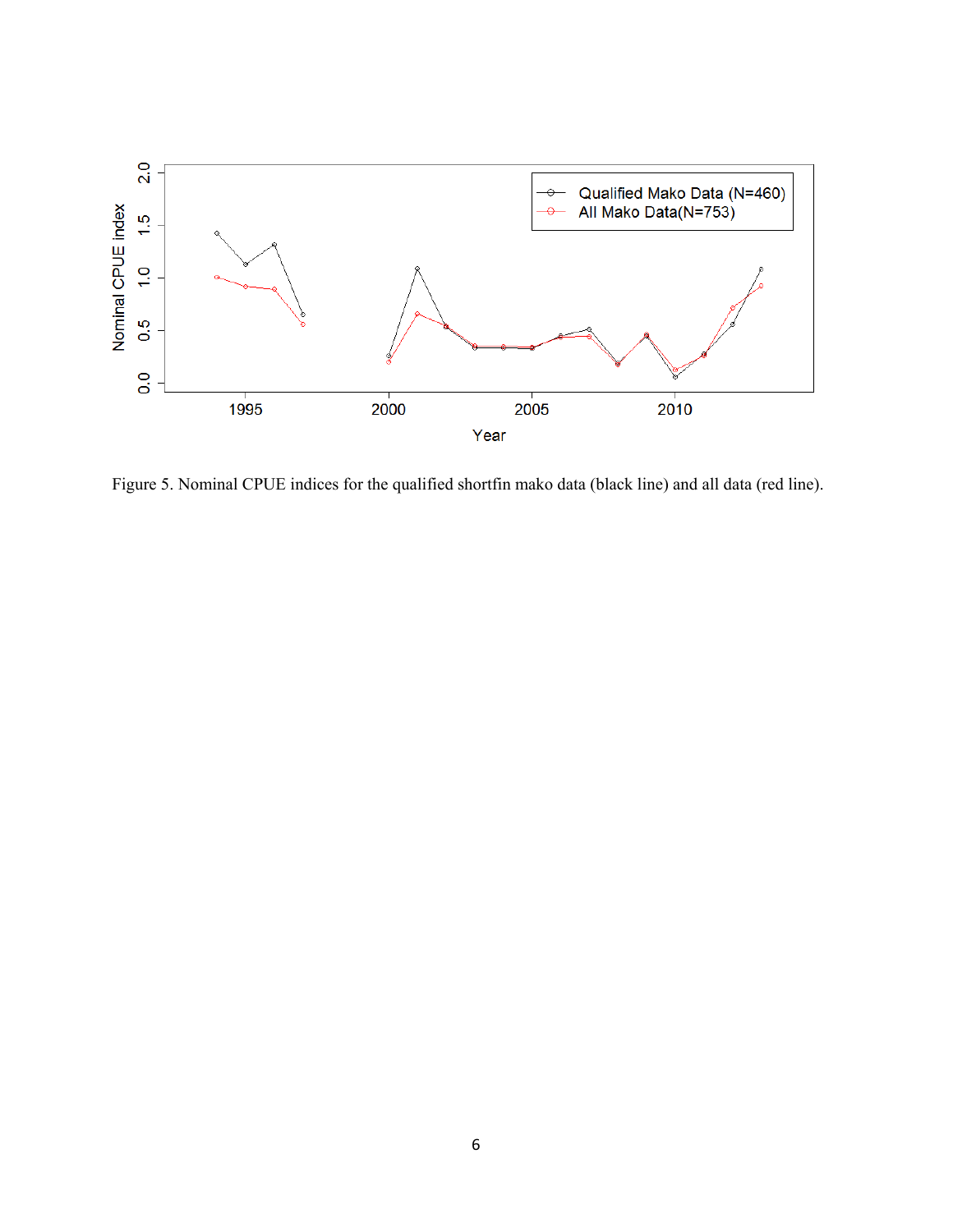Figure 5. Nominal CPUE indices for the qualified shortfin mako data (black line) and all data (red line).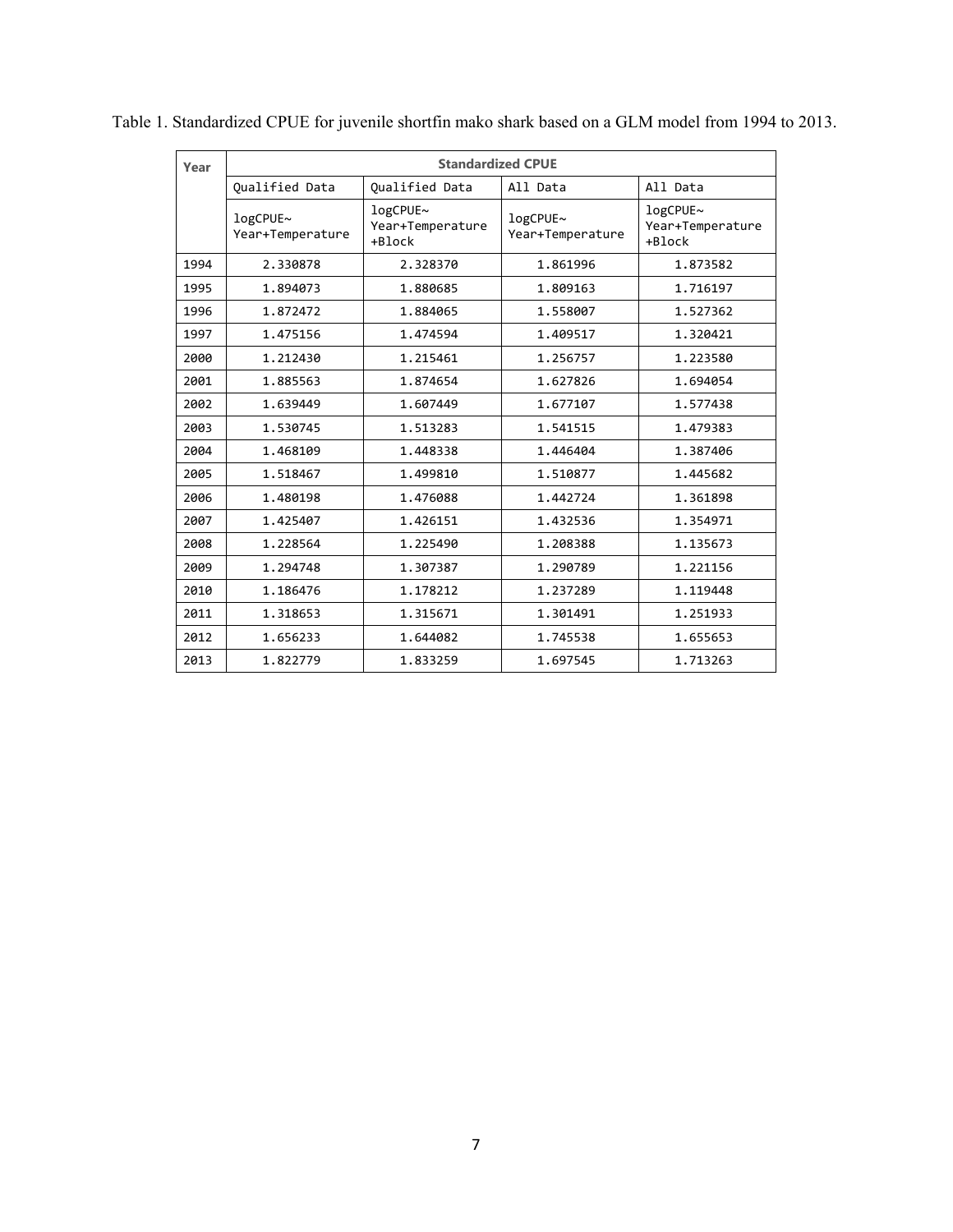Table 1. Standardized CPUE for juvenile shortfin mako shark based on a GLM model from 1994 to 2013.

| Year | Standardized CPUE | | | |
|---|---|---|---|---|
| | Qualified Data | Qualified Data | All Data | All Data |
| | logCPUE~ Year+Temperature | logCPUE~ Year+Temperature +Block | logCPUE~ Year+Temperature | logCPUE~ Year+Temperature +Block |
| 1994 | 2.330878 | 2.328370 | 1.861996 | 1.873582 |
| 1995 | 1.894073 | 1.880685 | 1.809163 | 1.716197 |
| 1996 | 1.872472 | 1.884065 | 1.558007 | 1.527362 |
| 1997 | 1.475156 | 1.474594 | 1.409517 | 1.320421 |
| 2000 | 1.212430 | 1.215461 | 1.256757 | 1.223580 |
| 2001 | 1.885563 | 1.874654 | 1.627826 | 1.694054 |
| 2002 | 1.639449 | 1.607449 | 1.677107 | 1.577438 |
| 2003 | 1.530745 | 1.513283 | 1.541515 | 1.479383 |
| 2004 | 1.468109 | 1.448338 | 1.446404 | 1.387406 |
| 2005 | 1.518467 | 1.499810 | 1.510877 | 1.445682 |
| 2006 | 1.480198 | 1.476088 | 1.442724 | 1.361898 |
| 2007 | 1.425407 | 1.426151 | 1.432536 | 1.354971 |
| 2008 | 1.228564 | 1.225490 | 1.208388 | 1.135673 |
| 2009 | 1.294748 | 1.307387 | 1.290789 | 1.221156 |
| 2010 | 1.186476 | 1.178212 | 1.237289 | 1.119448 |
| 2011 | 1.318653 | 1.315671 | 1.301491 | 1.251933 |
| 2012 | 1.656233 | 1.644082 | 1.745538 | 1.655653 |
| 2013 | 1.822779 | 1.833259 | 1.697545 | 1.713263 |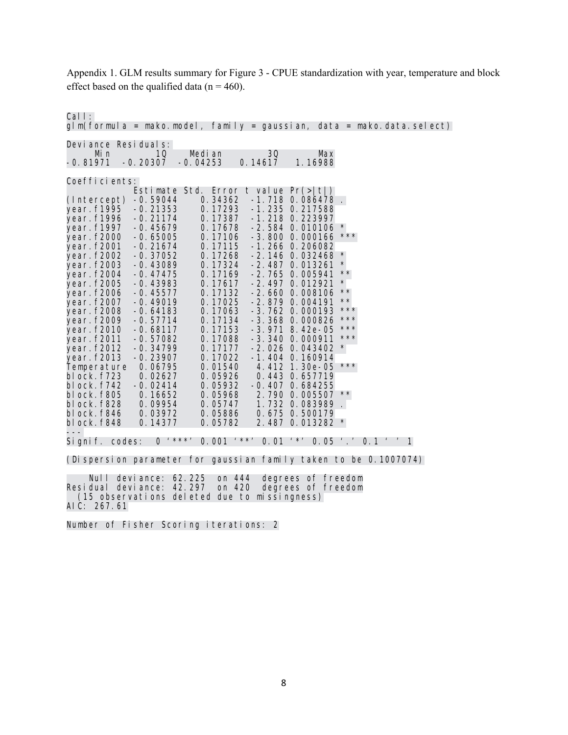Appendix 1. GLM results summary for Figure 3 - CPUE standardization with year, temperature and block effect based on the qualified data (n = 460).

```
Call:
glm(formula = mako.model, family = gaussian, data = mako.data.select)

Deviance Residuals:
     Min        1Q    Median        3Q       Max
-0.81971  -0.20307  -0.04253   0.14617   1.16988

Coefficients:
             Estimate Std. Error t value Pr(>|t|)
(Intercept) -0.59044    0.34362  -1.718 0.086478 .
year.f1995  -0.21353    0.17293  -1.235 0.217588
year.f1996  -0.21174    0.17387  -1.218 0.223997
year.f1997  -0.45679    0.17678  -2.584 0.010106 *
year.f2000  -0.65005    0.17106  -3.800 0.000166 ***
year.f2001  -0.21674    0.17115  -1.266 0.206082
year.f2002  -0.37052    0.17268  -2.146 0.032468 *
year.f2003  -0.43089    0.17324  -2.487 0.013261 *
year.f2004  -0.47475    0.17169  -2.765 0.005941 **
year.f2005  -0.43983    0.17617  -2.497 0.012921 *
year.f2006  -0.45577    0.17132  -2.660 0.008106 **
year.f2007  -0.49019    0.17025  -2.879 0.004191 **
year.f2008  -0.64183    0.17063  -3.762 0.000193 ***
year.f2009  -0.57714    0.17134  -3.368 0.000826 ***
year.f2010  -0.68117    0.17153  -3.971 8.42e-05 ***
year.f2011  -0.57082    0.17088  -3.340 0.000911 ***
year.f2012  -0.34799    0.17177  -2.026 0.043402 *
year.f2013  -0.23907    0.17022  -1.404 0.160914
Temperature  0.06795    0.01540   4.412 1.30e-05 ***
block.f723   0.02627    0.05926   0.443 0.657719
block.f742  -0.02414    0.05932  -0.407 0.684255
block.f805   0.16652    0.05968   2.790 0.005507 **
block.f828   0.09954    0.05747   1.732 0.083989 .
block.f846   0.03972    0.05886   0.675 0.500179
block.f848   0.14377    0.05782   2.487 0.013282 *
---
Signif. codes:  0 '***' 0.001 '**' 0.01 '*' 0.05 '.' 0.1 ' ' 1

(Dispersion parameter for gaussian family taken to be 0.1007074)

    Null deviance: 62.225  on 444  degrees of freedom
Residual deviance: 42.297  on 420  degrees of freedom
  (15 observations deleted due to missingness)
AIC: 267.61

Number of Fisher Scoring iterations: 2
```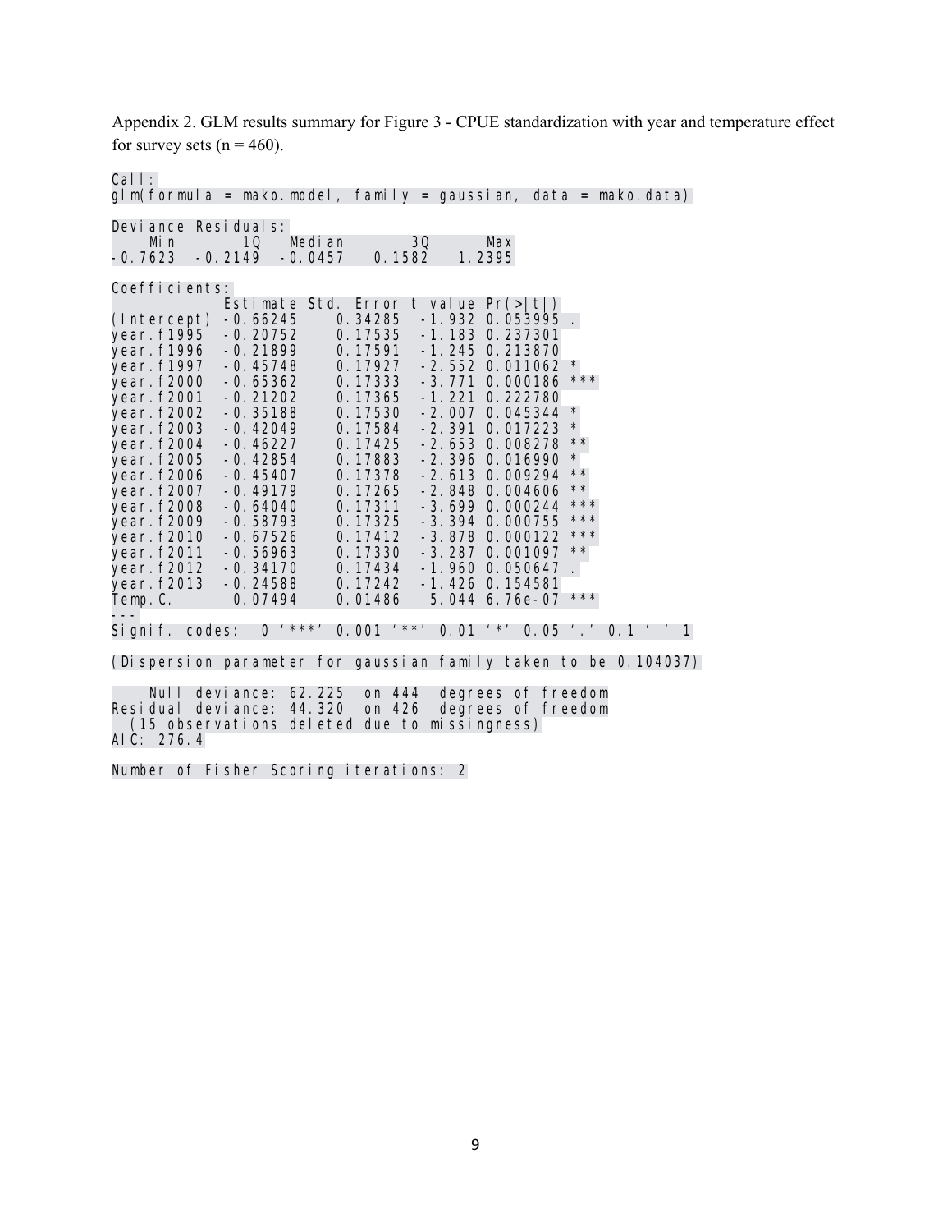Appendix 2. GLM results summary for Figure 3 - CPUE standardization with year and temperature effect for survey sets (n = 460).

```
Call:
glm(formula = mako.model, family = gaussian, data = mako.data)

Deviance Residuals:
    Min       1Q   Median       3Q      Max
-0.7623  -0.2149  -0.0457   0.1582   1.2395

Coefficients:
            Estimate Std. Error t value Pr(>|t|)
(Intercept) -0.66245    0.34285  -1.932 0.053995 .
year.f1995  -0.20752    0.17535  -1.183 0.237301
year.f1996  -0.21899    0.17591  -1.245 0.213870
year.f1997  -0.45748    0.17927  -2.552 0.011062 *
year.f2000  -0.65362    0.17333  -3.771 0.000186 ***
year.f2001  -0.21202    0.17365  -1.221 0.222780
year.f2002  -0.35188    0.17530  -2.007 0.045344 *
year.f2003  -0.42049    0.17584  -2.391 0.017223 *
year.f2004  -0.46227    0.17425  -2.653 0.008278 **
year.f2005  -0.42854    0.17883  -2.396 0.016990 *
year.f2006  -0.45407    0.17378  -2.613 0.009294 **
year.f2007  -0.49179    0.17265  -2.848 0.004606 **
year.f2008  -0.64040    0.17311  -3.699 0.000244 ***
year.f2009  -0.58793    0.17325  -3.394 0.000755 ***
year.f2010  -0.67526    0.17412  -3.878 0.000122 ***
year.f2011  -0.56963    0.17330  -3.287 0.001097 **
year.f2012  -0.34170    0.17434  -1.960 0.050647 .
year.f2013  -0.24588    0.17242  -1.426 0.154581
Temp.C.      0.07494    0.01486   5.044 6.76e-07 ***
---
Signif. codes:  0 '***' 0.001 '**' 0.01 '*' 0.05 '.' 0.1 ' ' 1

(Dispersion parameter for gaussian family taken to be 0.104037)

    Null deviance: 62.225  on 444  degrees of freedom
Residual deviance: 44.320  on 426  degrees of freedom
  (15 observations deleted due to missingness)
AIC: 276.4

Number of Fisher Scoring iterations: 2
```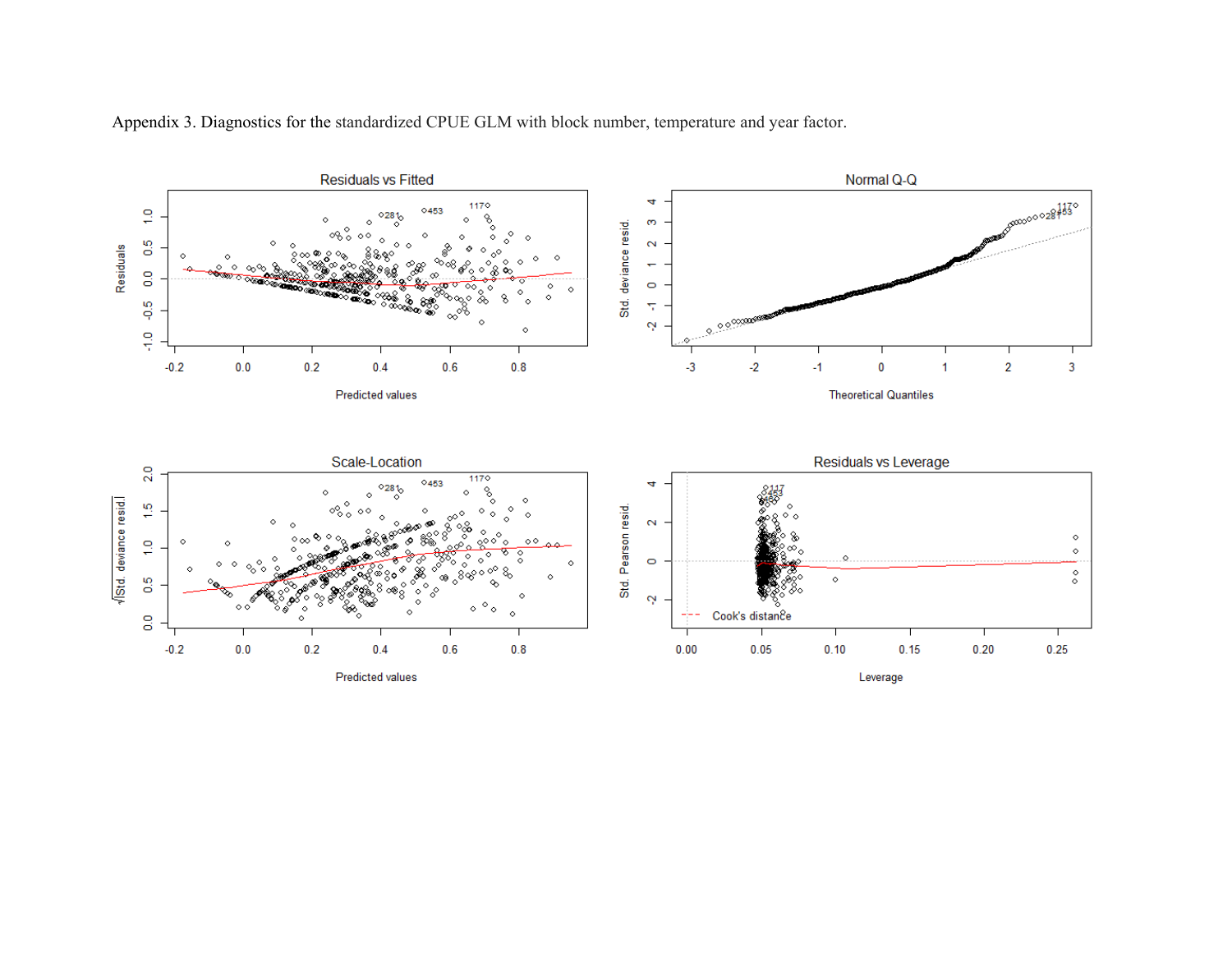Appendix 3. Diagnostics for the standardized CPUE GLM with block number, temperature and year factor.

Residuals vs Fitted

Residuals

-1.0 -0.5 0.0 0.5 1.0

-0.2 0.0 0.2 0.4 0.6 0.8

Predicted values

281 453 117

Normal Q-Q

Std. deviance resid.

-2 -1 0 1 2 3 4

-3 -2 -1 0 1 2 3

Theoretical Quantiles

117 281 453

Scale-Location

√|Std. deviance resid.|

0.0 0.5 1.0 1.5 2.0

-0.2 0.0 0.2 0.4 0.6 0.8

Predicted values

281 453 117

Residuals vs Leverage

Std. Pearson resid.

-2 0 2 4

0.00 0.05 0.10 0.15 0.20 0.25

Leverage

117 453

Cook's distance